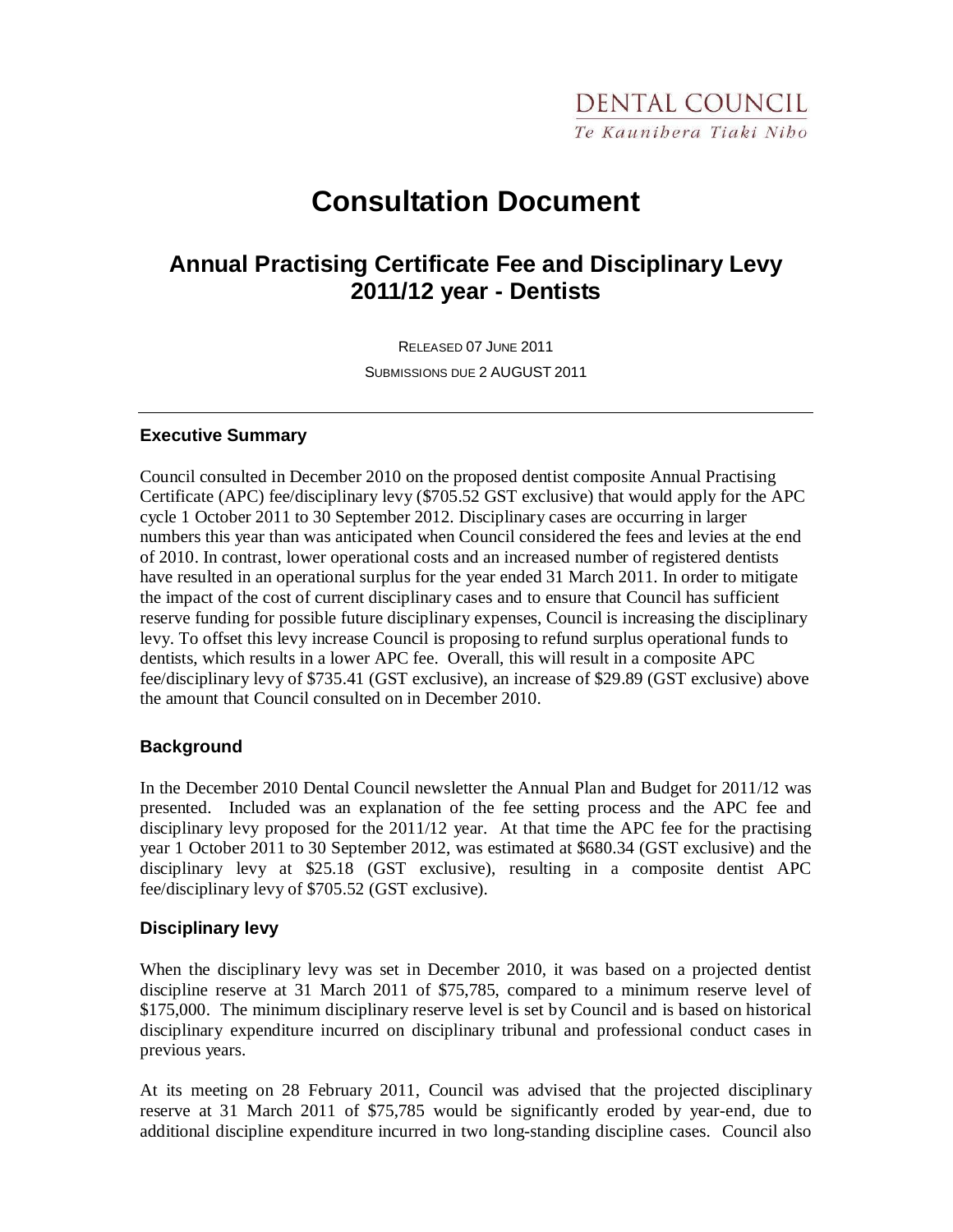DENTAL COUNCIL
*Te Kaunihera Tiaki Niho*

# Consultation Document

## Annual Practising Certificate Fee and Disciplinary Levy 2011/12 year - Dentists

RELEASED 07 JUNE 2011

SUBMISSIONS DUE 2 AUGUST 2011

---

### Executive Summary

Council consulted in December 2010 on the proposed dentist composite Annual Practising Certificate (APC) fee/disciplinary levy ($705.52 GST exclusive) that would apply for the APC cycle 1 October 2011 to 30 September 2012. Disciplinary cases are occurring in larger numbers this year than was anticipated when Council considered the fees and levies at the end of 2010. In contrast, lower operational costs and an increased number of registered dentists have resulted in an operational surplus for the year ended 31 March 2011. In order to mitigate the impact of the cost of current disciplinary cases and to ensure that Council has sufficient reserve funding for possible future disciplinary expenses, Council is increasing the disciplinary levy. To offset this levy increase Council is proposing to refund surplus operational funds to dentists, which results in a lower APC fee. Overall, this will result in a composite APC fee/disciplinary levy of $735.41 (GST exclusive), an increase of $29.89 (GST exclusive) above the amount that Council consulted on in December 2010.

### Background

In the December 2010 Dental Council newsletter the Annual Plan and Budget for 2011/12 was presented. Included was an explanation of the fee setting process and the APC fee and disciplinary levy proposed for the 2011/12 year. At that time the APC fee for the practising year 1 October 2011 to 30 September 2012, was estimated at $680.34 (GST exclusive) and the disciplinary levy at $25.18 (GST exclusive), resulting in a composite dentist APC fee/disciplinary levy of $705.52 (GST exclusive).

### Disciplinary levy

When the disciplinary levy was set in December 2010, it was based on a projected dentist discipline reserve at 31 March 2011 of $75,785, compared to a minimum reserve level of $175,000. The minimum disciplinary reserve level is set by Council and is based on historical disciplinary expenditure incurred on disciplinary tribunal and professional conduct cases in previous years.

At its meeting on 28 February 2011, Council was advised that the projected disciplinary reserve at 31 March 2011 of $75,785 would be significantly eroded by year-end, due to additional discipline expenditure incurred in two long-standing discipline cases. Council also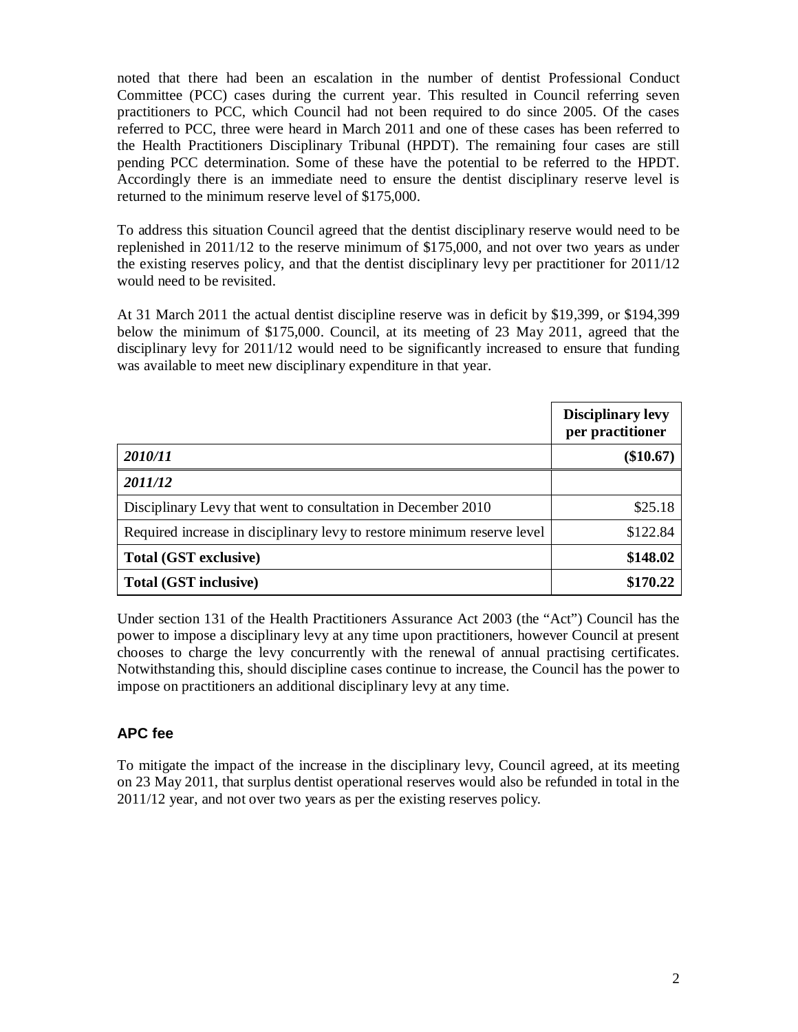noted that there had been an escalation in the number of dentist Professional Conduct Committee (PCC) cases during the current year. This resulted in Council referring seven practitioners to PCC, which Council had not been required to do since 2005. Of the cases referred to PCC, three were heard in March 2011 and one of these cases has been referred to the Health Practitioners Disciplinary Tribunal (HPDT). The remaining four cases are still pending PCC determination. Some of these have the potential to be referred to the HPDT. Accordingly there is an immediate need to ensure the dentist disciplinary reserve level is returned to the minimum reserve level of $175,000.

To address this situation Council agreed that the dentist disciplinary reserve would need to be replenished in 2011/12 to the reserve minimum of $175,000, and not over two years as under the existing reserves policy, and that the dentist disciplinary levy per practitioner for 2011/12 would need to be revisited.

At 31 March 2011 the actual dentist discipline reserve was in deficit by $19,399, or $194,399 below the minimum of $175,000. Council, at its meeting of 23 May 2011, agreed that the disciplinary levy for 2011/12 would need to be significantly increased to ensure that funding was available to meet new disciplinary expenditure in that year.

| | **Disciplinary levy per practitioner** |
|---|---:|
| ***2010/11*** | **($10.67)** |
| ***2011/12*** | |
| Disciplinary Levy that went to consultation in December 2010 | $25.18 |
| Required increase in disciplinary levy to restore minimum reserve level | $122.84 |
| **Total (GST exclusive)** | **$148.02** |
| **Total (GST inclusive)** | **$170.22** |

Under section 131 of the Health Practitioners Assurance Act 2003 (the "Act") Council has the power to impose a disciplinary levy at any time upon practitioners, however Council at present chooses to charge the levy concurrently with the renewal of annual practising certificates. Notwithstanding this, should discipline cases continue to increase, the Council has the power to impose on practitioners an additional disciplinary levy at any time.

### APC fee

To mitigate the impact of the increase in the disciplinary levy, Council agreed, at its meeting on 23 May 2011, that surplus dentist operational reserves would also be refunded in total in the 2011/12 year, and not over two years as per the existing reserves policy.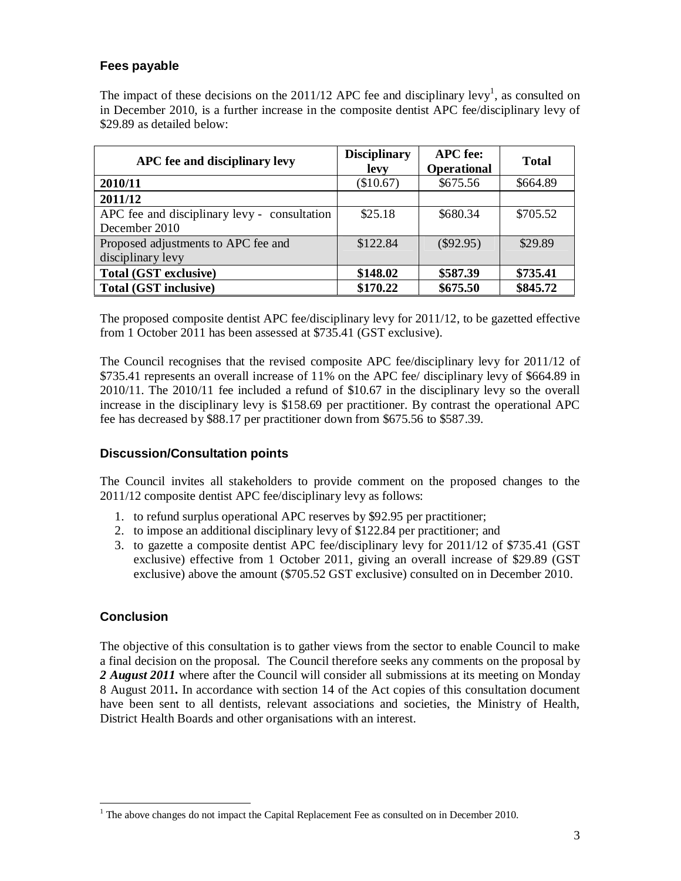## Fees payable

The impact of these decisions on the 2011/12 APC fee and disciplinary levy[1], as consulted on in December 2010, is a further increase in the composite dentist APC fee/disciplinary levy of $29.89 as detailed below:

| APC fee and disciplinary levy | Disciplinary levy | APC fee: Operational | Total |
|---|---|---|---|
| **2010/11** | ($10.67) | $675.56 | $664.89 |
| **2011/12** | | | |
| APC fee and disciplinary levy - consultation December 2010 | $25.18 | $680.34 | $705.52 |
| Proposed adjustments to APC fee and disciplinary levy | $122.84 | ($92.95) | $29.89 |
| **Total (GST exclusive)** | **$148.02** | **$587.39** | **$735.41** |
| **Total (GST inclusive)** | **$170.22** | **$675.50** | **$845.72** |

The proposed composite dentist APC fee/disciplinary levy for 2011/12, to be gazetted effective from 1 October 2011 has been assessed at $735.41 (GST exclusive).

The Council recognises that the revised composite APC fee/disciplinary levy for 2011/12 of $735.41 represents an overall increase of 11% on the APC fee/ disciplinary levy of $664.89 in 2010/11. The 2010/11 fee included a refund of $10.67 in the disciplinary levy so the overall increase in the disciplinary levy is $158.69 per practitioner. By contrast the operational APC fee has decreased by $88.17 per practitioner down from $675.56 to $587.39.

## Discussion/Consultation points

The Council invites all stakeholders to provide comment on the proposed changes to the 2011/12 composite dentist APC fee/disciplinary levy as follows:

1. to refund surplus operational APC reserves by $92.95 per practitioner;
2. to impose an additional disciplinary levy of $122.84 per practitioner; and
3. to gazette a composite dentist APC fee/disciplinary levy for 2011/12 of $735.41 (GST exclusive) effective from 1 October 2011, giving an overall increase of $29.89 (GST exclusive) above the amount ($705.52 GST exclusive) consulted on in December 2010.

## Conclusion

The objective of this consultation is to gather views from the sector to enable Council to make a final decision on the proposal. The Council therefore seeks any comments on the proposal by ***2 August 2011*** where after the Council will consider all submissions at its meeting on Monday 8 August 2011**.** In accordance with section 14 of the Act copies of this consultation document have been sent to all dentists, relevant associations and societies, the Ministry of Health, District Health Boards and other organisations with an interest.

[1] The above changes do not impact the Capital Replacement Fee as consulted on in December 2010.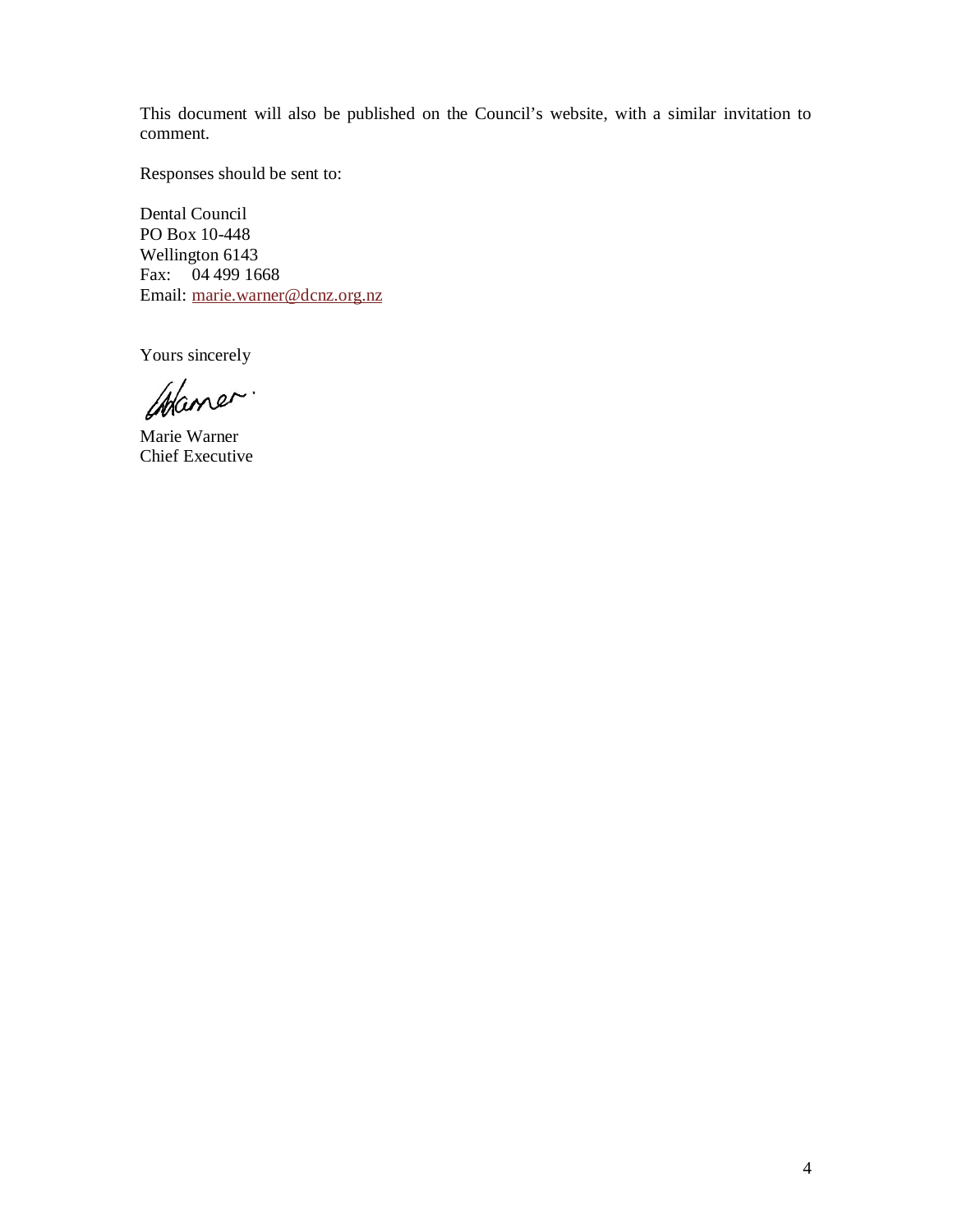This document will also be published on the Council's website, with a similar invitation to comment.

Responses should be sent to:

Dental Council  
PO Box 10-448  
Wellington 6143  
Fax: 04 499 1668  
Email: marie.warner@dcnz.org.nz

Yours sincerely

Marie Warner  
Chief Executive